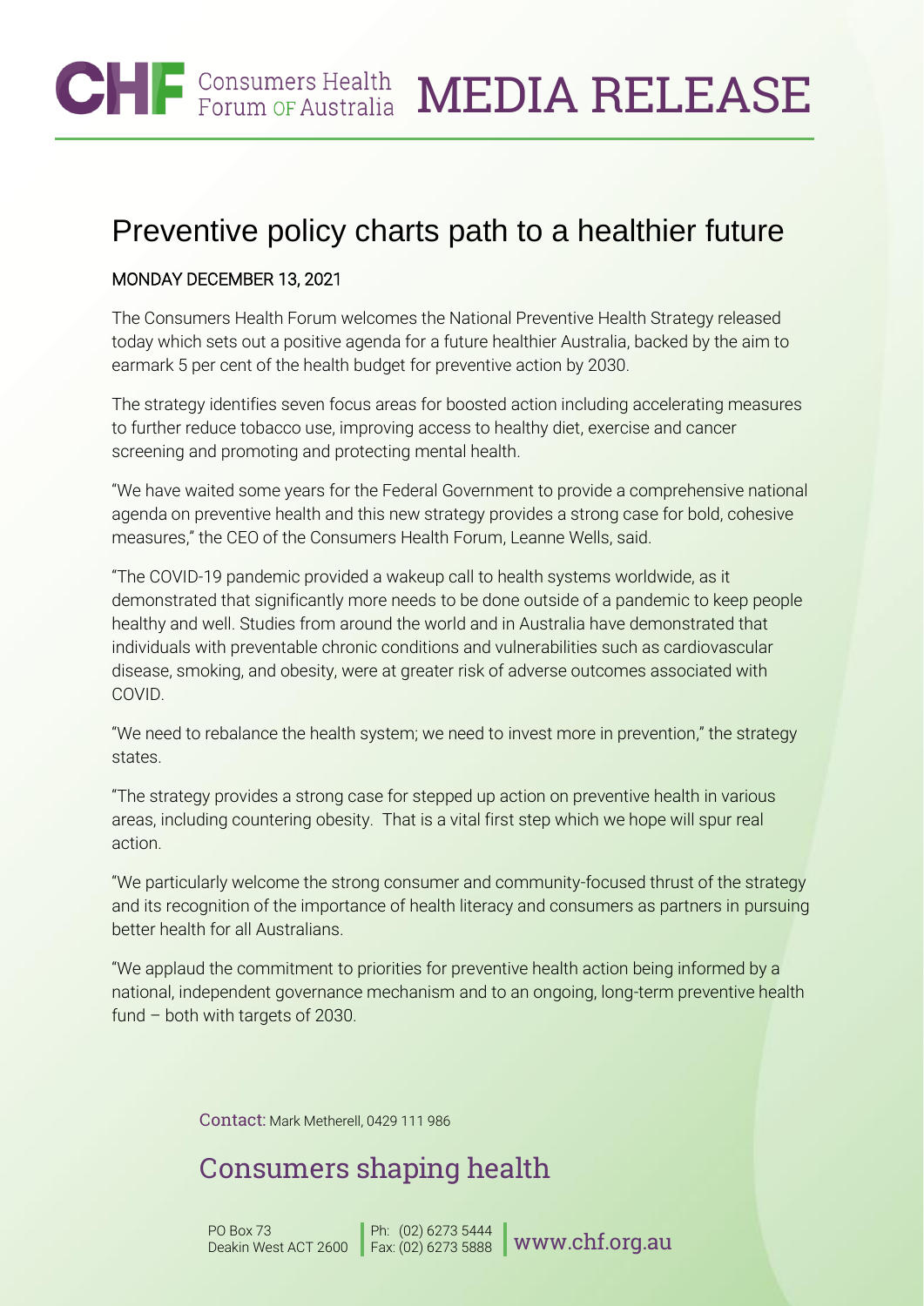# CHF Consumers Health Forum OF Australia MEDIA RELEASE

## Preventive policy charts path to a healthier future

**MONDAY DECEMBER 13, 2021**

The Consumers Health Forum welcomes the National Preventive Health Strategy released today which sets out a positive agenda for a future healthier Australia, backed by the aim to earmark 5 per cent of the health budget for preventive action by 2030.

The strategy identifies seven focus areas for boosted action including accelerating measures to further reduce tobacco use, improving access to healthy diet, exercise and cancer screening and promoting and protecting mental health.

"We have waited some years for the Federal Government to provide a comprehensive national agenda on preventive health and this new strategy provides a strong case for bold, cohesive measures," the CEO of the Consumers Health Forum, Leanne Wells, said.

"The COVID-19 pandemic provided a wakeup call to health systems worldwide, as it demonstrated that significantly more needs to be done outside of a pandemic to keep people healthy and well. Studies from around the world and in Australia have demonstrated that individuals with preventable chronic conditions and vulnerabilities such as cardiovascular disease, smoking, and obesity, were at greater risk of adverse outcomes associated with COVID.

"We need to rebalance the health system; we need to invest more in prevention," the strategy states.

"The strategy provides a strong case for stepped up action on preventive health in various areas, including countering obesity. That is a vital first step which we hope will spur real action.

"We particularly welcome the strong consumer and community-focused thrust of the strategy and its recognition of the importance of health literacy and consumers as partners in pursuing better health for all Australians.

"We applaud the commitment to priorities for preventive health action being informed by a national, independent governance mechanism and to an ongoing, long-term preventive health fund – both with targets of 2030.

Contact: Mark Metherell, 0429 111 986

## Consumers shaping health

PO Box 73
Deakin West ACT 2600

Ph: (02) 6273 5444
Fax: (02) 6273 5888

www.chf.org.au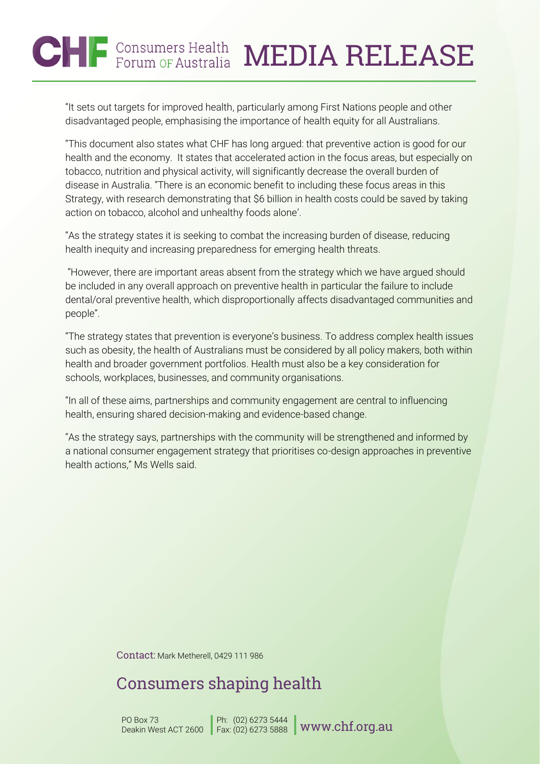"It sets out targets for improved health, particularly among First Nations people and other disadvantaged people, emphasising the importance of health equity for all Australians.

"This document also states what CHF has long argued: that preventive action is good for our health and the economy. It states that accelerated action in the focus areas, but especially on tobacco, nutrition and physical activity, will significantly decrease the overall burden of disease in Australia. "There is an economic benefit to including these focus areas in this Strategy, with research demonstrating that $6 billion in health costs could be saved by taking action on tobacco, alcohol and unhealthy foods alone'.

"As the strategy states it is seeking to combat the increasing burden of disease, reducing health inequity and increasing preparedness for emerging health threats.

"However, there are important areas absent from the strategy which we have argued should be included in any overall approach on preventive health in particular the failure to include dental/oral preventive health, which disproportionally affects disadvantaged communities and people".

"The strategy states that prevention is everyone's business. To address complex health issues such as obesity, the health of Australians must be considered by all policy makers, both within health and broader government portfolios. Health must also be a key consideration for schools, workplaces, businesses, and community organisations.

"In all of these aims, partnerships and community engagement are central to influencing health, ensuring shared decision-making and evidence-based change.

"As the strategy says, partnerships with the community will be strengthened and informed by a national consumer engagement strategy that prioritises co-design approaches in preventive health actions," Ms Wells said.

Contact: Mark Metherell, 0429 111 986